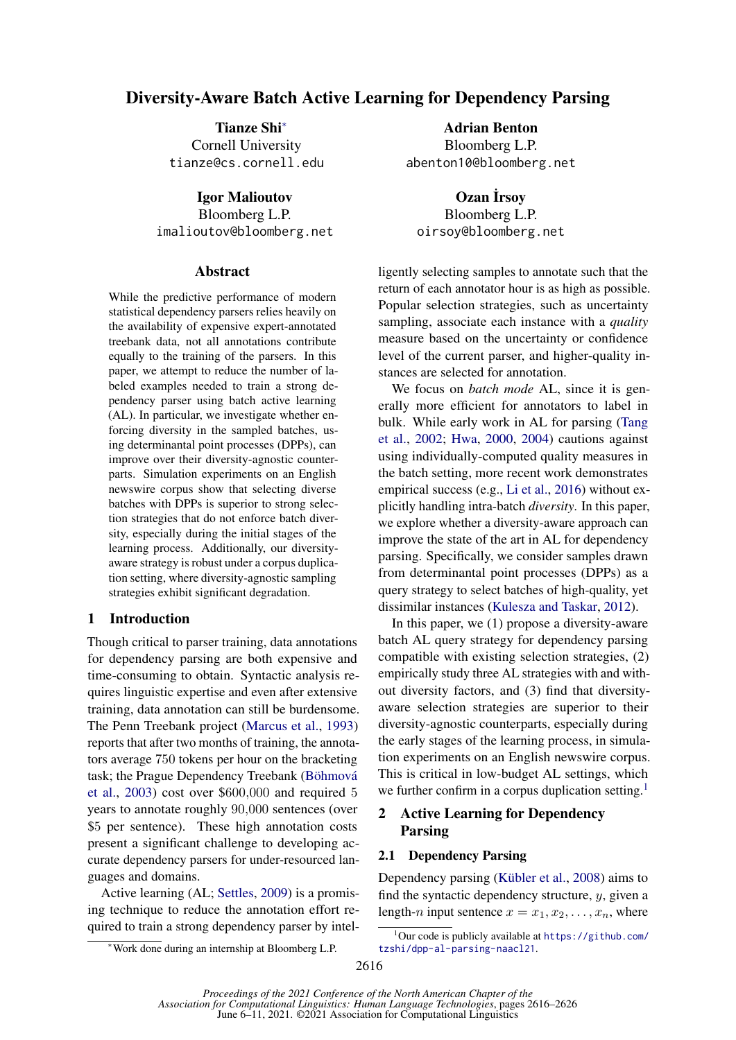# Diversity-Aware Batch Active Learning for Dependency Parsing

**Tianze Shi**[*]
Cornell University
tianze@cs.cornell.edu

**Adrian Benton**
Bloomberg L.P.
abenton10@bloomberg.net

**Igor Malioutov**
Bloomberg L.P.
imalioutov@bloomberg.net

**Ozan İrsoy**
Bloomberg L.P.
oirsoy@bloomberg.net

## Abstract

While the predictive performance of modern statistical dependency parsers relies heavily on the availability of expensive expert-annotated treebank data, not all annotations contribute equally to the training of the parsers. In this paper, we attempt to reduce the number of labeled examples needed to train a strong dependency parser using batch active learning (AL). In particular, we investigate whether enforcing diversity in the sampled batches, using determinantal point processes (DPPs), can improve over their diversity-agnostic counterparts. Simulation experiments on an English newswire corpus show that selecting diverse batches with DPPs is superior to strong selection strategies that do not enforce batch diversity, especially during the initial stages of the learning process. Additionally, our diversity-aware strategy is robust under a corpus duplication setting, where diversity-agnostic sampling strategies exhibit significant degradation.

## 1 Introduction

Though critical to parser training, data annotations for dependency parsing are both expensive and time-consuming to obtain. Syntactic analysis requires linguistic expertise and even after extensive training, data annotation can still be burdensome. The Penn Treebank project (Marcus et al., 1993) reports that after two months of training, the annotators average 750 tokens per hour on the bracketing task; the Prague Dependency Treebank (Böhmová et al., 2003) cost over \$600,000 and required 5 years to annotate roughly 90,000 sentences (over \$5 per sentence). These high annotation costs present a significant challenge to developing accurate dependency parsers for under-resourced languages and domains.

Active learning (AL; Settles, 2009) is a promising technique to reduce the annotation effort required to train a strong dependency parser by intelligently selecting samples to annotate such that the return of each annotator hour is as high as possible. Popular selection strategies, such as uncertainty sampling, associate each instance with a *quality* measure based on the uncertainty or confidence level of the current parser, and higher-quality instances are selected for annotation.

We focus on *batch mode* AL, since it is generally more efficient for annotators to label in bulk. While early work in AL for parsing (Tang et al., 2002; Hwa, 2000, 2004) cautions against using individually-computed quality measures in the batch setting, more recent work demonstrates empirical success (e.g., Li et al., 2016) without explicitly handling intra-batch *diversity*. In this paper, we explore whether a diversity-aware approach can improve the state of the art in AL for dependency parsing. Specifically, we consider samples drawn from determinantal point processes (DPPs) as a query strategy to select batches of high-quality, yet dissimilar instances (Kulesza and Taskar, 2012).

In this paper, we (1) propose a diversity-aware batch AL query strategy for dependency parsing compatible with existing selection strategies, (2) empirically study three AL strategies with and without diversity factors, and (3) find that diversity-aware selection strategies are superior to their diversity-agnostic counterparts, especially during the early stages of the learning process, in simulation experiments on an English newswire corpus. This is critical in low-budget AL settings, which we further confirm in a corpus duplication setting.[1]

## 2 Active Learning for Dependency Parsing

### 2.1 Dependency Parsing

Dependency parsing (Kübler et al., 2008) aims to find the syntactic dependency structure, $y$, given a length-$n$ input sentence $x = x_1, x_2, \ldots, x_n$, where

[*] Work done during an internship at Bloomberg L.P.

[1] Our code is publicly available at https://github.com/tzshi/dpp-al-parsing-naacl21.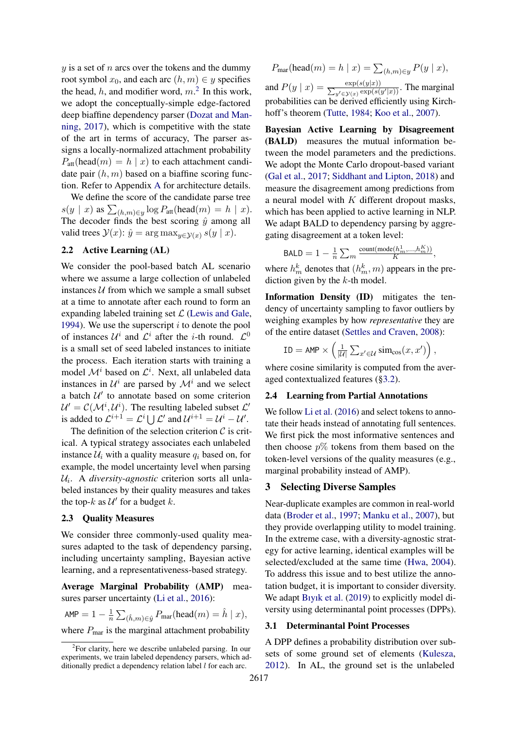$y$ is a set of $n$ arcs over the tokens and the dummy root symbol $x_0$, and each arc $(h, m) \in y$ specifies the head, $h$, and modifier word, $m$.[2] In this work, we adopt the conceptually-simple edge-factored deep biaffine dependency parser (Dozat and Manning, 2017), which is competitive with the state of the art in terms of accuracy, The parser assigns a locally-normalized attachment probability $P_{\text{att}}(\text{head}(m) = h \mid x)$ to each attachment candidate pair $(h, m)$ based on a biaffine scoring function. Refer to Appendix A for architecture details.

We define the score of the candidate parse tree $s(y \mid x)$ as $\sum_{(h,m)\in y} \log P_{\text{att}}(\text{head}(m) = h \mid x)$. The decoder finds the best scoring $\hat{y}$ among all valid trees $\mathcal{Y}(x)$: $\hat{y} = \arg\max_{y \in \mathcal{Y}(x)} s(y \mid x)$.

## 2.2 Active Learning (AL)

We consider the pool-based batch AL scenario where we assume a large collection of unlabeled instances $\mathcal{U}$ from which we sample a small subset at a time to annotate after each round to form an expanding labeled training set $\mathcal{L}$ (Lewis and Gale, 1994). We use the superscript $i$ to denote the pool of instances $\mathcal{U}^i$ and $\mathcal{L}^i$ after the $i$-th round. $\mathcal{L}^0$ is a small set of seed labeled instances to initiate the process. Each iteration starts with training a model $\mathcal{M}^i$ based on $\mathcal{L}^i$. Next, all unlabeled data instances in $\mathcal{U}^i$ are parsed by $\mathcal{M}^i$ and we select a batch $\mathcal{U}'$ to annotate based on some criterion $\mathcal{U}' = \mathcal{C}(\mathcal{M}^i, \mathcal{U}^i)$. The resulting labeled subset $\mathcal{L}'$ is added to $\mathcal{L}^{i+1} = \mathcal{L}^i \bigcup \mathcal{L}'$ and $\mathcal{U}^{i+1} = \mathcal{U}^i - \mathcal{U}'$.

The definition of the selection criterion $\mathcal{C}$ is critical. A typical strategy associates each unlabeled instance $\mathcal{U}_i$ with a quality measure $q_i$ based on, for example, the model uncertainty level when parsing $\mathcal{U}_i$. A *diversity-agnostic* criterion sorts all unlabeled instances by their quality measures and takes the top-$k$ as $\mathcal{U}'$ for a budget $k$.

## 2.3 Quality Measures

We consider three commonly-used quality measures adapted to the task of dependency parsing, including uncertainty sampling, Bayesian active learning, and a representativeness-based strategy.

**Average Marginal Probability (AMP)** measures parser uncertainty (Li et al., 2016):

$$\texttt{AMP} = 1 - \frac{1}{n} \sum_{(\hat{h},m)\in\hat{y}} P_{\text{mar}}(\text{head}(m) = \hat{h} \mid x),$$

where $P_{\text{mar}}$ is the marginal attachment probability

$$P_{\text{mar}}(\text{head}(m) = h \mid x) = \sum_{(h,m)\in y} P(y \mid x),$$

and $P(y \mid x) = \frac{\exp(s(y|x))}{\sum_{y' \in \mathcal{Y}(x)} \exp(s(y'|x))}$. The marginal probabilities can be derived efficiently using Kirchhoff's theorem (Tutte, 1984; Koo et al., 2007).

**Bayesian Active Learning by Disagreement (BALD)** measures the mutual information between the model parameters and the predictions. We adopt the Monte Carlo dropout-based variant (Gal et al., 2017; Siddhant and Lipton, 2018) and measure the disagreement among predictions from a neural model with $K$ different dropout masks, which has been applied to active learning in NLP. We adapt BALD to dependency parsing by aggregating disagreement at a token level:

$$\texttt{BALD} = 1 - \frac{1}{n} \sum_m \frac{\text{count}(\text{mode}(h_m^1, \ldots, h_m^K))}{K},$$

where $h_m^k$ denotes that $(h_m^k, m)$ appears in the prediction given by the $k$-th model.

**Information Density (ID)** mitigates the tendency of uncertainty sampling to favor outliers by weighing examples by how *representative* they are of the entire dataset (Settles and Craven, 2008):

$$\texttt{ID} = \texttt{AMP} \times \left( \frac{1}{|\mathcal{U}|} \sum_{x' \in \mathcal{U}} \text{sim}_{\cos}(x, x') \right),$$

where cosine similarity is computed from the averaged contextualized features (§3.2).

## 2.4 Learning from Partial Annotations

We follow Li et al. (2016) and select tokens to annotate their heads instead of annotating full sentences. We first pick the most informative sentences and then choose $p$% tokens from them based on the token-level versions of the quality measures (e.g., marginal probability instead of AMP).

# 3 Selecting Diverse Samples

Near-duplicate examples are common in real-world data (Broder et al., 1997; Manku et al., 2007), but they provide overlapping utility to model training. In the extreme case, with a diversity-agnostic strategy for active learning, identical examples will be selected/excluded at the same time (Hwa, 2004). To address this issue and to best utilize the annotation budget, it is important to consider diversity. We adapt Bıyık et al. (2019) to explicitly model diversity using determinantal point processes (DPPs).

## 3.1 Determinantal Point Processes

A DPP defines a probability distribution over subsets of some ground set of elements (Kulesza, 2012). In AL, the ground set is the unlabeled

[2] For clarity, here we describe unlabeled parsing. In our experiments, we train labeled dependency parsers, which additionally predict a dependency relation label $l$ for each arc.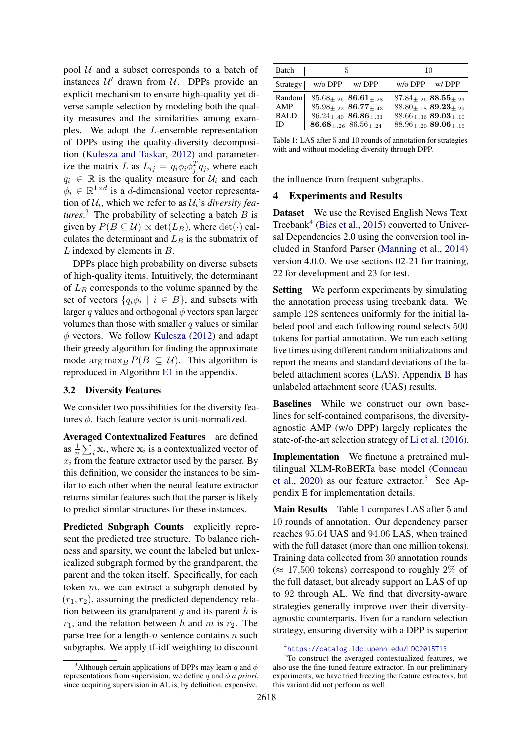pool $\mathcal{U}$ and a subset corresponds to a batch of instances $\mathcal{U}'$ drawn from $\mathcal{U}$. DPPs provide an explicit mechanism to ensure high-quality yet diverse sample selection by modeling both the quality measures and the similarities among examples. We adopt the $L$-ensemble representation of DPPs using the quality-diversity decomposition (Kulesza and Taskar, 2012) and parameterize the matrix $L$ as $L_{ij} = q_i \phi_i \phi_j^T q_j$, where each $q_i \in \mathbb{R}$ is the quality measure for $\mathcal{U}_i$ and each $\phi_i \in \mathbb{R}^{1\times d}$ is a $d$-dimensional vector representation of $\mathcal{U}_i$, which we refer to as $\mathcal{U}_i$'s *diversity features*.[3] The probability of selecting a batch $B$ is given by $P(B \subseteq \mathcal{U}) \propto \det(L_B)$, where $\det(\cdot)$ calculates the determinant and $L_B$ is the submatrix of $L$ indexed by elements in $B$.

DPPs place high probability on diverse subsets of high-quality items. Intuitively, the determinant of $L_B$ corresponds to the volume spanned by the set of vectors $\{q_i \phi_i \mid i \in B\}$, and subsets with larger $q$ values and orthogonal $\phi$ vectors span larger volumes than those with smaller $q$ values or similar $\phi$ vectors. We follow Kulesza (2012) and adapt their greedy algorithm for finding the approximate mode $\arg\max_B P(B \subseteq \mathcal{U})$. This algorithm is reproduced in Algorithm E1 in the appendix.

### 3.2 Diversity Features

We consider two possibilities for the diversity features $\phi$. Each feature vector is unit-normalized.

**Averaged Contextualized Features** are defined as $\frac{1}{n}\sum_i \mathbf{x}_i$, where $\mathbf{x}_i$ is a contextualized vector of $x_i$ from the feature extractor used by the parser. By this definition, we consider the instances to be similar to each other when the neural feature extractor returns similar features such that the parser is likely to predict similar structures for these instances.

**Predicted Subgraph Counts** explicitly represent the predicted tree structure. To balance richness and sparsity, we count the labeled but unlexicalized subgraph formed by the grandparent, the parent and the token itself. Specifically, for each token $m$, we can extract a subgraph denoted by $(r_1, r_2)$, assuming the predicted dependency relation between its grandparent $g$ and its parent $h$ is $r_1$, and the relation between $h$ and $m$ is $r_2$. The parse tree for a length-$n$ sentence contains $n$ such subgraphs. We apply tf-idf weighting to discount the influence from frequent subgraphs.

[3] Although certain applications of DPPs may learn $q$ and $\phi$ representations from supervision, we define $q$ and $\phi$ *a priori*, since acquiring supervision in AL is, by definition, expensive.

| Batch | 5 | | 10 | |
|---|---|---|---|---|
| Strategy | w/o DPP | w/ DPP | w/o DPP | w/ DPP |
| Random | $85.68_{\pm.26}$ | $\mathbf{86.61}_{\pm.28}$ | $87.84_{\pm.26}$ | $\mathbf{88.55}_{\pm.23}$ |
| AMP | $85.98_{\pm.22}$ | $\mathbf{86.77}_{\pm.43}$ | $88.80_{\pm.18}$ | $\mathbf{89.23}_{\pm.29}$ |
| BALD | $86.24_{\pm.40}$ | $\mathbf{86.86}_{\pm.31}$ | $88.66_{\pm.36}$ | $\mathbf{89.03}_{\pm.10}$ |
| ID | $\mathbf{86.68}_{\pm.26}$ | $86.56_{\pm.24}$ | $88.96_{\pm.20}$ | $\mathbf{89.06}_{\pm.16}$ |

Table 1: LAS after 5 and 10 rounds of annotation for strategies with and without modeling diversity through DPP.

## 4 Experiments and Results

**Dataset** We use the Revised English News Text Treebank[4] (Bies et al., 2015) converted to Universal Dependencies 2.0 using the conversion tool included in Stanford Parser (Manning et al., 2014) version 4.0.0. We use sections 02-21 for training, 22 for development and 23 for test.

**Setting** We perform experiments by simulating the annotation process using treebank data. We sample 128 sentences uniformly for the initial labeled pool and each following round selects 500 tokens for partial annotation. We run each setting five times using different random initializations and report the means and standard deviations of the labeled attachment scores (LAS). Appendix B has unlabeled attachment score (UAS) results.

**Baselines** While we construct our own baselines for self-contained comparisons, the diversity-agnostic AMP (w/o DPP) largely replicates the state-of-the-art selection strategy of Li et al. (2016).

**Implementation** We finetune a pretrained multilingual XLM-RoBERTa base model (Conneau et al., 2020) as our feature extractor.[5] See Appendix E for implementation details.

**Main Results** Table 1 compares LAS after 5 and 10 rounds of annotation. Our dependency parser reaches 95.64 UAS and 94.06 LAS, when trained with the full dataset (more than one million tokens). Training data collected from 30 annotation rounds ($\approx$ 17,500 tokens) correspond to roughly 2% of the full dataset, but already support an LAS of up to 92 through AL. We find that diversity-aware strategies generally improve over their diversity-agnostic counterparts. Even for a random selection strategy, ensuring diversity with a DPP is superior

[4] https://catalog.ldc.upenn.edu/LDC2015T13

[5] To construct the averaged contextualized features, we also use the fine-tuned feature extractor. In our preliminary experiments, we have tried freezing the feature extractors, but this variant did not perform as well.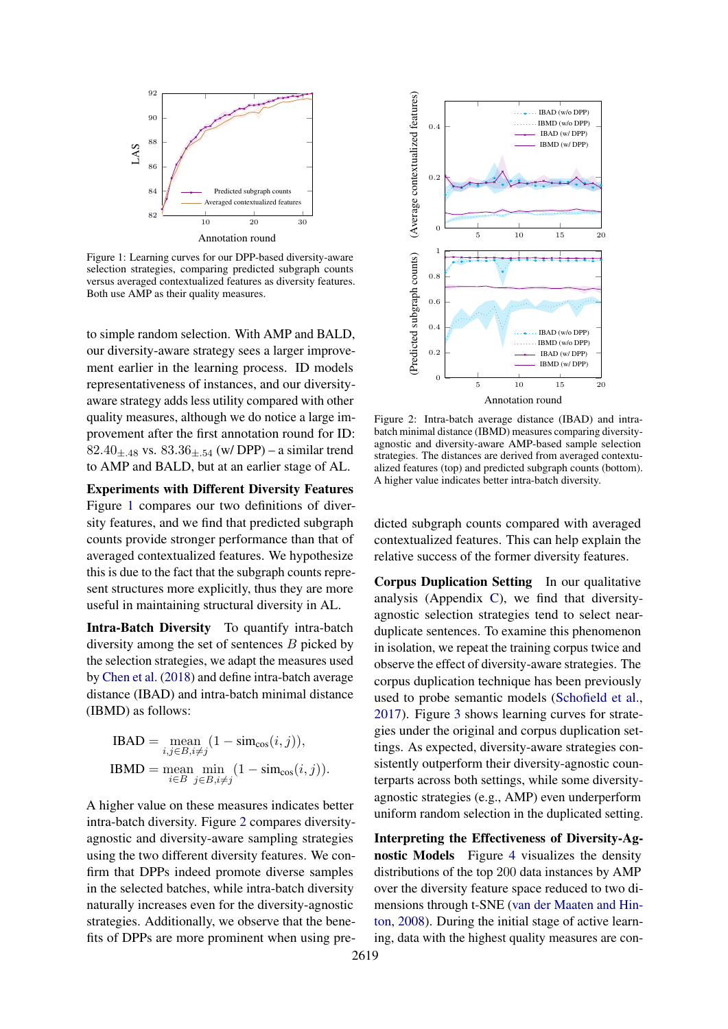Figure 1: Learning curves for our DPP-based diversity-aware selection strategies, comparing predicted subgraph counts versus averaged contextualized features as diversity features. Both use AMP as their quality measures.

to simple random selection. With AMP and BALD, our diversity-aware strategy sees a larger improvement earlier in the learning process. ID models representativeness of instances, and our diversity-aware strategy adds less utility compared with other quality measures, although we do notice a large improvement after the first annotation round for ID: $82.40_{\pm.48}$ vs. $83.36_{\pm.54}$ (w/ DPP) – a similar trend to AMP and BALD, but at an earlier stage of AL.

**Experiments with Different Diversity Features** Figure 1 compares our two definitions of diversity features, and we find that predicted subgraph counts provide stronger performance than that of averaged contextualized features. We hypothesize this is due to the fact that the subgraph counts represent structures more explicitly, thus they are more useful in maintaining structural diversity in AL.

**Intra-Batch Diversity** To quantify intra-batch diversity among the set of sentences $B$ picked by the selection strategies, we adapt the measures used by Chen et al. (2018) and define intra-batch average distance (IBAD) and intra-batch minimal distance (IBMD) as follows:

$$\text{IBAD} = \underset{i,j \in B, i \neq j}{\text{mean}} (1 - \text{sim}_{\cos}(i, j)),$$

$$\text{IBMD} = \underset{i \in B}{\text{mean}} \min_{j \in B, i \neq j} (1 - \text{sim}_{\cos}(i, j)).$$

A higher value on these measures indicates better intra-batch diversity. Figure 2 compares diversity-agnostic and diversity-aware sampling strategies using the two different diversity features. We confirm that DPPs indeed promote diverse samples in the selected batches, while intra-batch diversity naturally increases even for the diversity-agnostic strategies. Additionally, we observe that the benefits of DPPs are more prominent when using predicted subgraph counts compared with averaged contextualized features. This can help explain the relative success of the former diversity features.

Figure 2: Intra-batch average distance (IBAD) and intra-batch minimal distance (IBMD) measures comparing diversity-agnostic and diversity-aware AMP-based sample selection strategies. The distances are derived from averaged contextualized features (top) and predicted subgraph counts (bottom). A higher value indicates better intra-batch diversity.

**Corpus Duplication Setting** In our qualitative analysis (Appendix C), we find that diversity-agnostic selection strategies tend to select near-duplicate sentences. To examine this phenomenon in isolation, we repeat the training corpus twice and observe the effect of diversity-aware strategies. The corpus duplication technique has been previously used to probe semantic models (Schofield et al., 2017). Figure 3 shows learning curves for strategies under the original and corpus duplication settings. As expected, diversity-aware strategies consistently outperform their diversity-agnostic counterparts across both settings, while some diversity-agnostic strategies (e.g., AMP) even underperform uniform random selection in the duplicated setting.

**Interpreting the Effectiveness of Diversity-Agnostic Models** Figure 4 visualizes the density distributions of the top 200 data instances by AMP over the diversity feature space reduced to two dimensions through t-SNE (van der Maaten and Hinton, 2008). During the initial stage of active learning, data with the highest quality measures are con-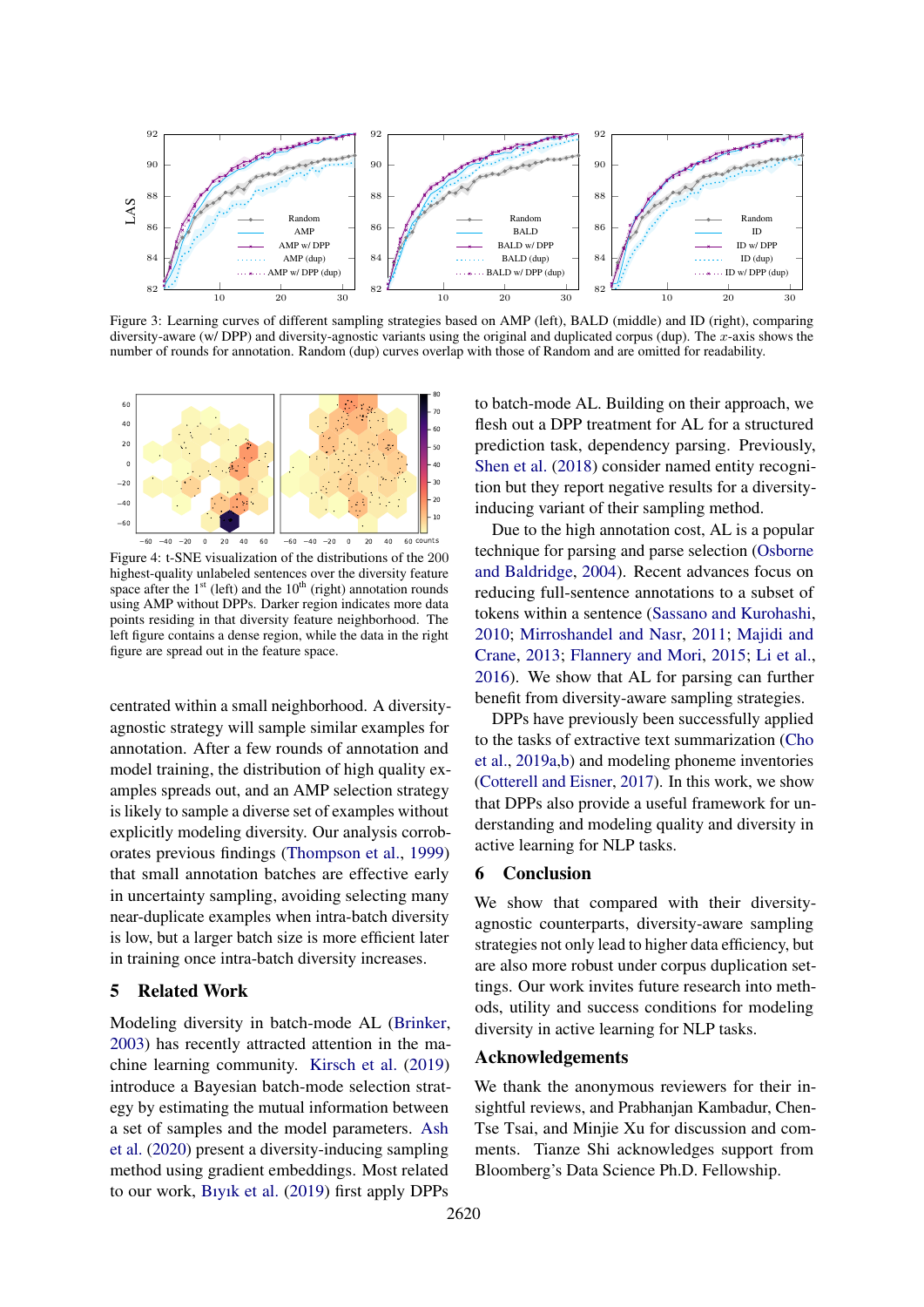Figure 3: Learning curves of different sampling strategies based on AMP (left), BALD (middle) and ID (right), comparing diversity-aware (w/ DPP) and diversity-agnostic variants using the original and duplicated corpus (dup). The $x$-axis shows the number of rounds for annotation. Random (dup) curves overlap with those of Random and are omitted for readability.

Figure 4: t-SNE visualization of the distributions of the 200 highest-quality unlabeled sentences over the diversity feature space after the 1st (left) and the 10th (right) annotation rounds using AMP without DPPs. Darker region indicates more data points residing in that diversity feature neighborhood. The left figure contains a dense region, while the data in the right figure are spread out in the feature space.

centrated within a small neighborhood. A diversity-agnostic strategy will sample similar examples for annotation. After a few rounds of annotation and model training, the distribution of high quality examples spreads out, and an AMP selection strategy is likely to sample a diverse set of examples without explicitly modeling diversity. Our analysis corroborates previous findings (Thompson et al., 1999) that small annotation batches are effective early in uncertainty sampling, avoiding selecting many near-duplicate examples when intra-batch diversity is low, but a larger batch size is more efficient later in training once intra-batch diversity increases.

## 5 Related Work

Modeling diversity in batch-mode AL (Brinker, 2003) has recently attracted attention in the machine learning community. Kirsch et al. (2019) introduce a Bayesian batch-mode selection strategy by estimating the mutual information between a set of samples and the model parameters. Ash et al. (2020) present a diversity-inducing sampling method using gradient embeddings. Most related to our work, Bıyık et al. (2019) first apply DPPs to batch-mode AL. Building on their approach, we flesh out a DPP treatment for AL for a structured prediction task, dependency parsing. Previously, Shen et al. (2018) consider named entity recognition but they report negative results for a diversity-inducing variant of their sampling method.

Due to the high annotation cost, AL is a popular technique for parsing and parse selection (Osborne and Baldridge, 2004). Recent advances focus on reducing full-sentence annotations to a subset of tokens within a sentence (Sassano and Kurohashi, 2010; Mirroshandel and Nasr, 2011; Majidi and Crane, 2013; Flannery and Mori, 2015; Li et al., 2016). We show that AL for parsing can further benefit from diversity-aware sampling strategies.

DPPs have previously been successfully applied to the tasks of extractive text summarization (Cho et al., 2019a,b) and modeling phoneme inventories (Cotterell and Eisner, 2017). In this work, we show that DPPs also provide a useful framework for understanding and modeling quality and diversity in active learning for NLP tasks.

## 6 Conclusion

We show that compared with their diversity-agnostic counterparts, diversity-aware sampling strategies not only lead to higher data efficiency, but are also more robust under corpus duplication settings. Our work invites future research into methods, utility and success conditions for modeling diversity in active learning for NLP tasks.

## Acknowledgements

We thank the anonymous reviewers for their insightful reviews, and Prabhanjan Kambadur, Chen-Tse Tsai, and Minjie Xu for discussion and comments. Tianze Shi acknowledges support from Bloomberg's Data Science Ph.D. Fellowship.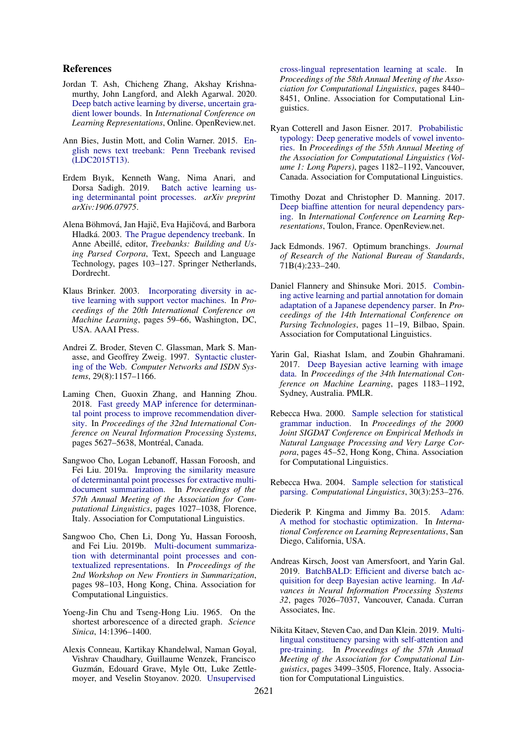## References

Jordan T. Ash, Chicheng Zhang, Akshay Krishnamurthy, John Langford, and Alekh Agarwal. 2020. Deep batch active learning by diverse, uncertain gradient lower bounds. In *International Conference on Learning Representations*, Online. OpenReview.net.

Ann Bies, Justin Mott, and Colin Warner. 2015. English news text treebank: Penn Treebank revised (LDC2015T13).

Erdem Bıyık, Kenneth Wang, Nima Anari, and Dorsa Sadigh. 2019. Batch active learning using determinantal point processes. *arXiv preprint arXiv:1906.07975*.

Alena Böhmová, Jan Hajič, Eva Hajičová, and Barbora Hladká. 2003. The Prague dependency treebank. In Anne Abeillé, editor, *Treebanks: Building and Using Parsed Corpora*, Text, Speech and Language Technology, pages 103–127. Springer Netherlands, Dordrecht.

Klaus Brinker. 2003. Incorporating diversity in active learning with support vector machines. In *Proceedings of the 20th International Conference on Machine Learning*, pages 59–66, Washington, DC, USA. AAAI Press.

Andrei Z. Broder, Steven C. Glassman, Mark S. Manasse, and Geoffrey Zweig. 1997. Syntactic clustering of the Web. *Computer Networks and ISDN Systems*, 29(8):1157–1166.

Laming Chen, Guoxin Zhang, and Hanning Zhou. 2018. Fast greedy MAP inference for determinantal point process to improve recommendation diversity. In *Proceedings of the 32nd International Conference on Neural Information Processing Systems*, pages 5627–5638, Montréal, Canada.

Sangwoo Cho, Logan Lebanoff, Hassan Foroosh, and Fei Liu. 2019a. Improving the similarity measure of determinantal point processes for extractive multi-document summarization. In *Proceedings of the 57th Annual Meeting of the Association for Computational Linguistics*, pages 1027–1038, Florence, Italy. Association for Computational Linguistics.

Sangwoo Cho, Chen Li, Dong Yu, Hassan Foroosh, and Fei Liu. 2019b. Multi-document summarization with determinantal point processes and contextualized representations. In *Proceedings of the 2nd Workshop on New Frontiers in Summarization*, pages 98–103, Hong Kong, China. Association for Computational Linguistics.

Yoeng-Jin Chu and Tseng-Hong Liu. 1965. On the shortest arborescence of a directed graph. *Science Sinica*, 14:1396–1400.

Alexis Conneau, Kartikay Khandelwal, Naman Goyal, Vishrav Chaudhary, Guillaume Wenzek, Francisco Guzmán, Edouard Grave, Myle Ott, Luke Zettlemoyer, and Veselin Stoyanov. 2020. Unsupervised cross-lingual representation learning at scale. In *Proceedings of the 58th Annual Meeting of the Association for Computational Linguistics*, pages 8440–8451, Online. Association for Computational Linguistics.

Ryan Cotterell and Jason Eisner. 2017. Probabilistic typology: Deep generative models of vowel inventories. In *Proceedings of the 55th Annual Meeting of the Association for Computational Linguistics (Volume 1: Long Papers)*, pages 1182–1192, Vancouver, Canada. Association for Computational Linguistics.

Timothy Dozat and Christopher D. Manning. 2017. Deep biaffine attention for neural dependency parsing. In *International Conference on Learning Representations*, Toulon, France. OpenReview.net.

Jack Edmonds. 1967. Optimum branchings. *Journal of Research of the National Bureau of Standards*, 71B(4):233–240.

Daniel Flannery and Shinsuke Mori. 2015. Combining active learning and partial annotation for domain adaptation of a Japanese dependency parser. In *Proceedings of the 14th International Conference on Parsing Technologies*, pages 11–19, Bilbao, Spain. Association for Computational Linguistics.

Yarin Gal, Riashat Islam, and Zoubin Ghahramani. 2017. Deep Bayesian active learning with image data. In *Proceedings of the 34th International Conference on Machine Learning*, pages 1183–1192, Sydney, Australia. PMLR.

Rebecca Hwa. 2000. Sample selection for statistical grammar induction. In *Proceedings of the 2000 Joint SIGDAT Conference on Empirical Methods in Natural Language Processing and Very Large Corpora*, pages 45–52, Hong Kong, China. Association for Computational Linguistics.

Rebecca Hwa. 2004. Sample selection for statistical parsing. *Computational Linguistics*, 30(3):253–276.

Diederik P. Kingma and Jimmy Ba. 2015. Adam: A method for stochastic optimization. In *International Conference on Learning Representations*, San Diego, California, USA.

Andreas Kirsch, Joost van Amersfoort, and Yarin Gal. 2019. BatchBALD: Efficient and diverse batch acquisition for deep Bayesian active learning. In *Advances in Neural Information Processing Systems 32*, pages 7026–7037, Vancouver, Canada. Curran Associates, Inc.

Nikita Kitaev, Steven Cao, and Dan Klein. 2019. Multilingual constituency parsing with self-attention and pre-training. In *Proceedings of the 57th Annual Meeting of the Association for Computational Linguistics*, pages 3499–3505, Florence, Italy. Association for Computational Linguistics.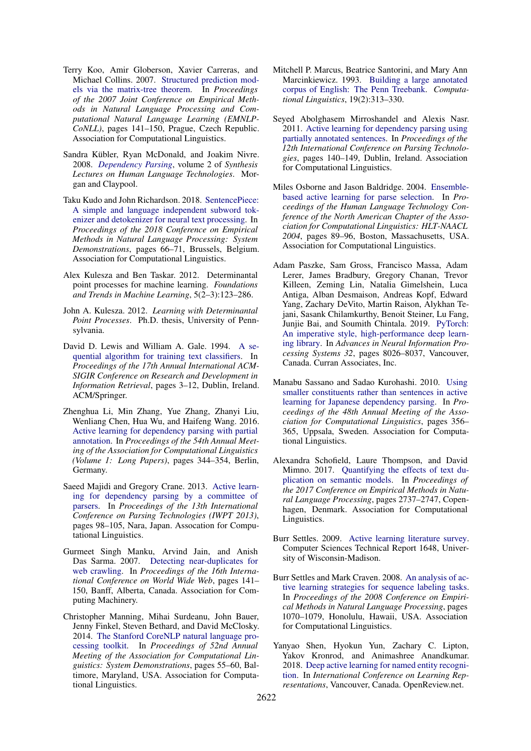Terry Koo, Amir Globerson, Xavier Carreras, and Michael Collins. 2007. Structured prediction models via the matrix-tree theorem. In *Proceedings of the 2007 Joint Conference on Empirical Methods in Natural Language Processing and Computational Natural Language Learning (EMNLP-CoNLL)*, pages 141–150, Prague, Czech Republic. Association for Computational Linguistics.

Sandra Kübler, Ryan McDonald, and Joakim Nivre. 2008. *Dependency Parsing*, volume 2 of *Synthesis Lectures on Human Language Technologies*. Morgan and Claypool.

Taku Kudo and John Richardson. 2018. SentencePiece: A simple and language independent subword tokenizer and detokenizer for neural text processing. In *Proceedings of the 2018 Conference on Empirical Methods in Natural Language Processing: System Demonstrations*, pages 66–71, Brussels, Belgium. Association for Computational Linguistics.

Alex Kulesza and Ben Taskar. 2012. Determinantal point processes for machine learning. *Foundations and Trends in Machine Learning*, 5(2–3):123–286.

John A. Kulesza. 2012. *Learning with Determinantal Point Processes*. Ph.D. thesis, University of Pennsylvania.

David D. Lewis and William A. Gale. 1994. A sequential algorithm for training text classifiers. In *Proceedings of the 17th Annual International ACM-SIGIR Conference on Research and Development in Information Retrieval*, pages 3–12, Dublin, Ireland. ACM/Springer.

Zhenghua Li, Min Zhang, Yue Zhang, Zhanyi Liu, Wenliang Chen, Hua Wu, and Haifeng Wang. 2016. Active learning for dependency parsing with partial annotation. In *Proceedings of the 54th Annual Meeting of the Association for Computational Linguistics (Volume 1: Long Papers)*, pages 344–354, Berlin, Germany.

Saeed Majidi and Gregory Crane. 2013. Active learning for dependency parsing by a committee of parsers. In *Proceedings of the 13th International Conference on Parsing Technologies (IWPT 2013)*, pages 98–105, Nara, Japan. Assocation for Computational Linguistics.

Gurmeet Singh Manku, Arvind Jain, and Anish Das Sarma. 2007. Detecting near-duplicates for web crawling. In *Proceedings of the 16th International Conference on World Wide Web*, pages 141–150, Banff, Alberta, Canada. Association for Computing Machinery.

Christopher Manning, Mihai Surdeanu, John Bauer, Jenny Finkel, Steven Bethard, and David McClosky. 2014. The Stanford CoreNLP natural language processing toolkit. In *Proceedings of 52nd Annual Meeting of the Association for Computational Linguistics: System Demonstrations*, pages 55–60, Baltimore, Maryland, USA. Association for Computational Linguistics.

Mitchell P. Marcus, Beatrice Santorini, and Mary Ann Marcinkiewicz. 1993. Building a large annotated corpus of English: The Penn Treebank. *Computational Linguistics*, 19(2):313–330.

Seyed Abolghasem Mirroshandel and Alexis Nasr. 2011. Active learning for dependency parsing using partially annotated sentences. In *Proceedings of the 12th International Conference on Parsing Technologies*, pages 140–149, Dublin, Ireland. Association for Computational Linguistics.

Miles Osborne and Jason Baldridge. 2004. Ensemble-based active learning for parse selection. In *Proceedings of the Human Language Technology Conference of the North American Chapter of the Association for Computational Linguistics: HLT-NAACL 2004*, pages 89–96, Boston, Massachusetts, USA. Association for Computational Linguistics.

Adam Paszke, Sam Gross, Francisco Massa, Adam Lerer, James Bradbury, Gregory Chanan, Trevor Killeen, Zeming Lin, Natalia Gimelshein, Luca Antiga, Alban Desmaison, Andreas Kopf, Edward Yang, Zachary DeVito, Martin Raison, Alykhan Tejani, Sasank Chilamkurthy, Benoit Steiner, Lu Fang, Junjie Bai, and Soumith Chintala. 2019. PyTorch: An imperative style, high-performance deep learning library. In *Advances in Neural Information Processing Systems 32*, pages 8026–8037, Vancouver, Canada. Curran Associates, Inc.

Manabu Sassano and Sadao Kurohashi. 2010. Using smaller constituents rather than sentences in active learning for Japanese dependency parsing. In *Proceedings of the 48th Annual Meeting of the Association for Computational Linguistics*, pages 356–365, Uppsala, Sweden. Association for Computational Linguistics.

Alexandra Schofield, Laure Thompson, and David Mimno. 2017. Quantifying the effects of text duplication on semantic models. In *Proceedings of the 2017 Conference on Empirical Methods in Natural Language Processing*, pages 2737–2747, Copenhagen, Denmark. Association for Computational Linguistics.

Burr Settles. 2009. Active learning literature survey. Computer Sciences Technical Report 1648, University of Wisconsin-Madison.

Burr Settles and Mark Craven. 2008. An analysis of active learning strategies for sequence labeling tasks. In *Proceedings of the 2008 Conference on Empirical Methods in Natural Language Processing*, pages 1070–1079, Honolulu, Hawaii, USA. Association for Computational Linguistics.

Yanyao Shen, Hyokun Yun, Zachary C. Lipton, Yakov Kronrod, and Animashree Anandkumar. 2018. Deep active learning for named entity recognition. In *International Conference on Learning Representations*, Vancouver, Canada. OpenReview.net.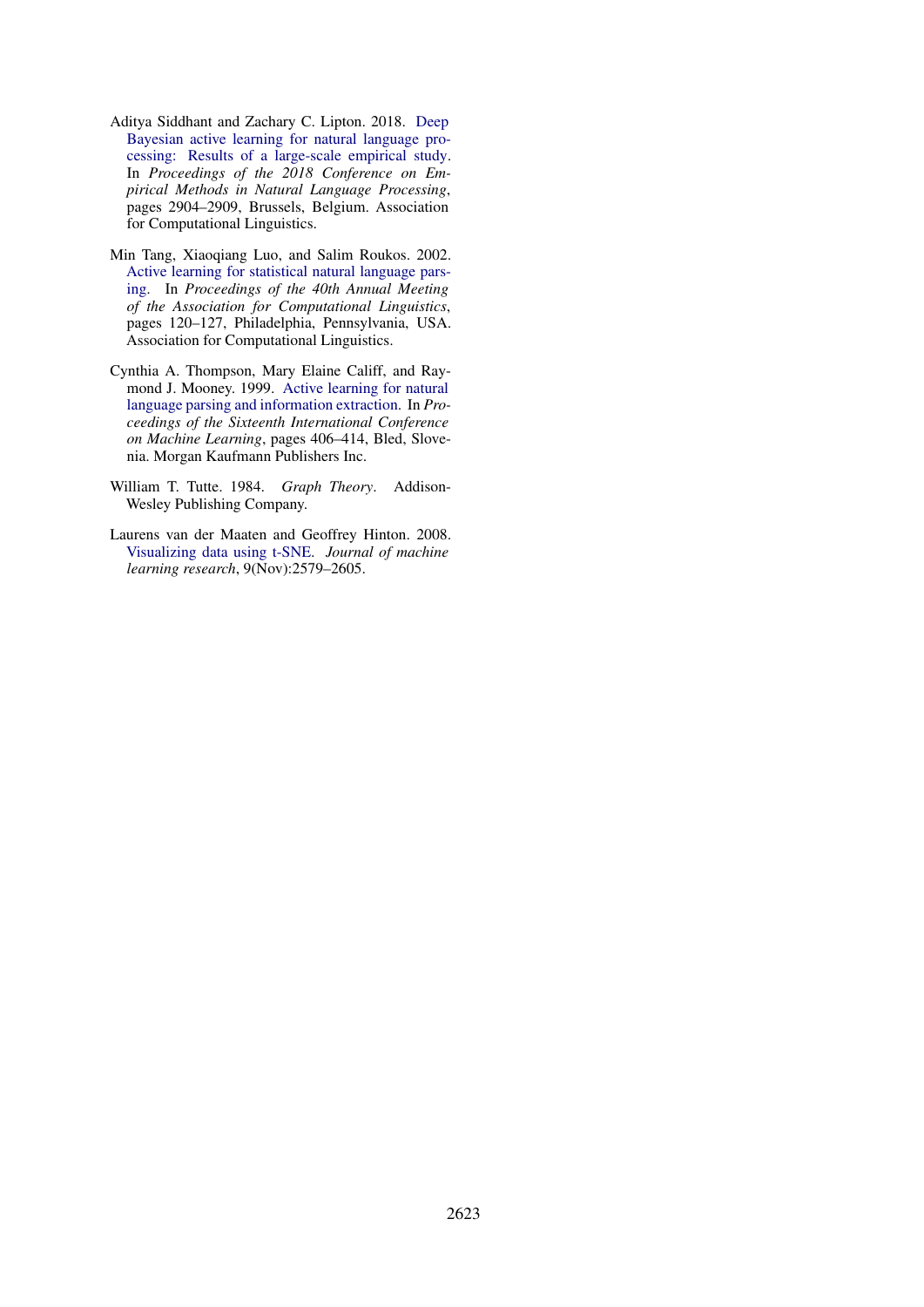Aditya Siddhant and Zachary C. Lipton. 2018. Deep Bayesian active learning for natural language processing: Results of a large-scale empirical study. In *Proceedings of the 2018 Conference on Empirical Methods in Natural Language Processing*, pages 2904–2909, Brussels, Belgium. Association for Computational Linguistics.

Min Tang, Xiaoqiang Luo, and Salim Roukos. 2002. Active learning for statistical natural language parsing. In *Proceedings of the 40th Annual Meeting of the Association for Computational Linguistics*, pages 120–127, Philadelphia, Pennsylvania, USA. Association for Computational Linguistics.

Cynthia A. Thompson, Mary Elaine Califf, and Raymond J. Mooney. 1999. Active learning for natural language parsing and information extraction. In *Proceedings of the Sixteenth International Conference on Machine Learning*, pages 406–414, Bled, Slovenia. Morgan Kaufmann Publishers Inc.

William T. Tutte. 1984. *Graph Theory*. Addison-Wesley Publishing Company.

Laurens van der Maaten and Geoffrey Hinton. 2008. Visualizing data using t-SNE. *Journal of machine learning research*, 9(Nov):2579–2605.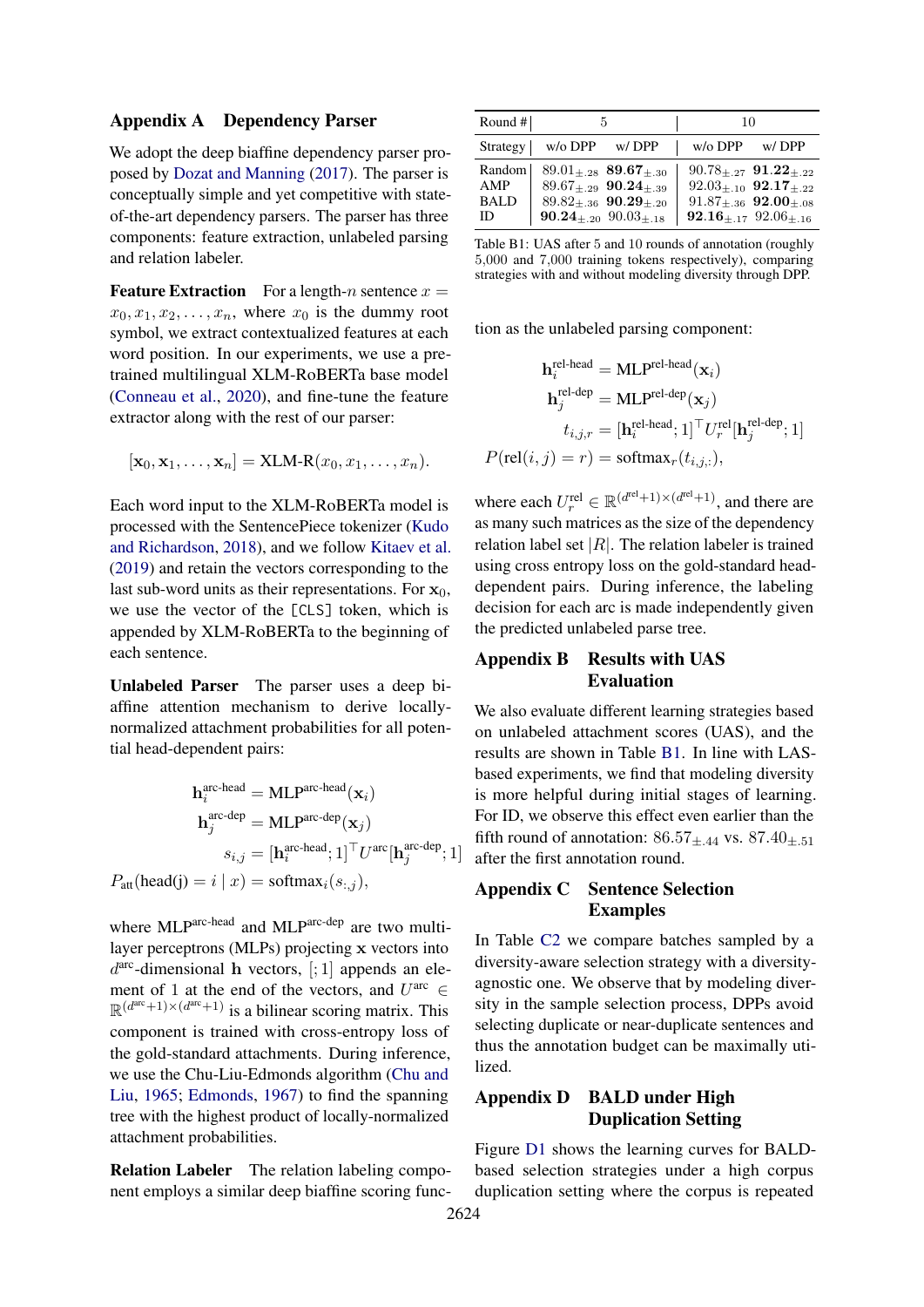## Appendix A Dependency Parser

We adopt the deep biaffine dependency parser proposed by Dozat and Manning (2017). The parser is conceptually simple and yet competitive with state-of-the-art dependency parsers. The parser has three components: feature extraction, unlabeled parsing and relation labeler.

**Feature Extraction** For a length-$n$ sentence $x = x_0, x_1, x_2, \ldots, x_n$, where $x_0$ is the dummy root symbol, we extract contextualized features at each word position. In our experiments, we use a pre-trained multilingual XLM-RoBERTa base model (Conneau et al., 2020), and fine-tune the feature extractor along with the rest of our parser:

$$[\mathbf{x}_0, \mathbf{x}_1, \ldots, \mathbf{x}_n] = \text{XLM-R}(x_0, x_1, \ldots, x_n).$$

Each word input to the XLM-RoBERTa model is processed with the SentencePiece tokenizer (Kudo and Richardson, 2018), and we follow Kitaev et al. (2019) and retain the vectors corresponding to the last sub-word units as their representations. For $\mathbf{x}_0$, we use the vector of the [CLS] token, which is appended by XLM-RoBERTa to the beginning of each sentence.

**Unlabeled Parser** The parser uses a deep biaffine attention mechanism to derive locally-normalized attachment probabilities for all potential head-dependent pairs:

$$\mathbf{h}_i^{\text{arc-head}} = \text{MLP}^{\text{arc-head}}(\mathbf{x}_i)$$
$$\mathbf{h}_j^{\text{arc-dep}} = \text{MLP}^{\text{arc-dep}}(\mathbf{x}_j)$$
$$s_{i,j} = [\mathbf{h}_i^{\text{arc-head}}; 1]^\top U^{\text{arc}} [\mathbf{h}_j^{\text{arc-dep}}; 1]$$
$$P_{\text{att}}(\text{head(j)} = i \mid x) = \text{softmax}_i(s_{:,j}),$$

where $\text{MLP}^{\text{arc-head}}$ and $\text{MLP}^{\text{arc-dep}}$ are two multi-layer perceptrons (MLPs) projecting $\mathbf{x}$ vectors into $d^{\text{arc}}$-dimensional $\mathbf{h}$ vectors, $[\cdot; 1]$ appends an element of 1 at the end of the vectors, and $U^{\text{arc}} \in \mathbb{R}^{(d^{\text{arc}}+1)\times(d^{\text{arc}}+1)}$ is a bilinear scoring matrix. This component is trained with cross-entropy loss of the gold-standard attachments. During inference, we use the Chu-Liu-Edmonds algorithm (Chu and Liu, 1965; Edmonds, 1967) to find the spanning tree with the highest product of locally-normalized attachment probabilities.

**Relation Labeler** The relation labeling component employs a similar deep biaffine scoring function as the unlabeled parsing component:

$$\mathbf{h}_i^{\text{rel-head}} = \text{MLP}^{\text{rel-head}}(\mathbf{x}_i)$$
$$\mathbf{h}_j^{\text{rel-dep}} = \text{MLP}^{\text{rel-dep}}(\mathbf{x}_j)$$
$$t_{i,j,r} = [\mathbf{h}_i^{\text{rel-head}}; 1]^\top U_r^{\text{rel}} [\mathbf{h}_j^{\text{rel-dep}}; 1]$$
$$P(\text{rel}(i,j) = r) = \text{softmax}_r(t_{i,j,:}),$$

where each $U_r^{\text{rel}} \in \mathbb{R}^{(d^{\text{rel}}+1)\times(d^{\text{rel}}+1)}$, and there are as many such matrices as the size of the dependency relation label set $|R|$. The relation labeler is trained using cross entropy loss on the gold-standard head-dependent pairs. During inference, the labeling decision for each arc is made independently given the predicted unlabeled parse tree.

| Round # | 5 | | 10 | |
|---|---|---|---|---|
| Strategy | w/o DPP | w/ DPP | w/o DPP | w/ DPP |
| Random | $89.01_{\pm.28}$ | $\mathbf{89.67}_{\pm.30}$ | $90.78_{\pm.27}$ | $\mathbf{91.22}_{\pm.22}$ |
| AMP | $89.67_{\pm.29}$ | $\mathbf{90.24}_{\pm.39}$ | $92.03_{\pm.10}$ | $\mathbf{92.17}_{\pm.22}$ |
| BALD | $89.82_{\pm.36}$ | $\mathbf{90.29}_{\pm.20}$ | $91.87_{\pm.36}$ | $\mathbf{92.00}_{\pm.08}$ |
| ID | $\mathbf{90.24}_{\pm.20}$ | $90.03_{\pm.18}$ | $\mathbf{92.16}_{\pm.17}$ | $92.06_{\pm.16}$ |

Table B1: UAS after 5 and 10 rounds of annotation (roughly 5,000 and 7,000 training tokens respectively), comparing strategies with and without modeling diversity through DPP.

## Appendix B Results with UAS Evaluation

We also evaluate different learning strategies based on unlabeled attachment scores (UAS), and the results are shown in Table B1. In line with LAS-based experiments, we find that modeling diversity is more helpful during initial stages of learning. For ID, we observe this effect even earlier than the fifth round of annotation: $86.57_{\pm.44}$ vs. $87.40_{\pm.51}$ after the first annotation round.

## Appendix C Sentence Selection Examples

In Table C2 we compare batches sampled by a diversity-aware selection strategy with a diversity-agnostic one. We observe that by modeling diversity in the sample selection process, DPPs avoid selecting duplicate or near-duplicate sentences and thus the annotation budget can be maximally utilized.

## Appendix D BALD under High Duplication Setting

Figure D1 shows the learning curves for BALD-based selection strategies under a high corpus duplication setting where the corpus is repeated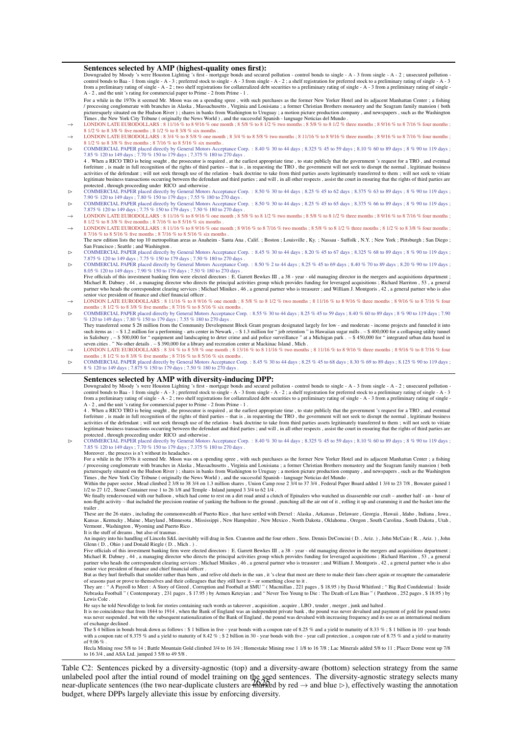**Sentences selected by AMP (highest-quality ones first):**

Downgraded by Moody 's were Houston Lighting 's first - mortgage bonds and secured pollution - control bonds to single - A - 3 from single - A - 2 ; unsecured pollution - control bonds to Baa - 1 from single - A - 3 ; preferred stock to single - A - 3 from single - A - 2 ; a shelf registration for preferred stock to a preliminary rating of single - A - 3 from a preliminary rating of single - A - 2 ; two shelf registrations for collateralized debt securities to a preliminary rating of single - A - 3 from a preliminary rating of single - A - 2 , and the unit 's rating for commercial paper to Prime - 2 from Prime - 1 .

For a while in the 1970s it seemed Mr. Moon was on a spending spree , with such purchases as the former New Yorker Hotel and its adjacent Manhattan Center ; a fishing / processing conglomerate with branches in Alaska , Massachusetts , Virginia and Louisiana ; a former Christian Brothers monastery and the Seagram family mansion ( both picturesquely situated on the Hudson River ) ; shares in banks from Washington to Uruguay ; a motion picture production company , and newspapers , such as the Washington Times , the New York City Tribune ( originally the News World ) , and the successful Spanish - language Noticias del Mundo .

→ LONDON LATE EURODOLLARS : 8 11/16 % to 8 9/16 % one month ; 8 5/8 % to 8 1/2 % two months ; 8 5/8 % to 8 1/2 % three months ; 8 9/16 % to 8 7/16 % four months ; 8 1/2 % to 8 3/8 % five months ; 8 1/2 % to 8 3/8 % six months .

→ LONDON LATE EURODOLLARS : 8 3/4 % to 8 5/8 % one month ; 8 3/4 % to 8 5/8 % two months ; 8 11/16 % to 8 9/16 % three months ; 8 9/16 % to 8 7/16 % four months ; 8 1/2 % to 8 3/8 % five months ; 8 7/16 % to 8 5/16 % six months .

▷ COMMERCIAL PAPER placed directly by General Motors Acceptance Corp. : 8.40 % 30 to 44 days ; 8.325 % 45 to 59 days ; 8.10 % 60 to 89 days ; 8 % 90 to 119 days ; 7.85 % 120 to 149 days ; 7.70 % 150 to 179 days ; 7.375 % 180 to 270 days .

4 . When a RICO TRO is being sought , the prosecutor is required , at the earliest appropriate time , to state publicly that the government 's request for a TRO , and eventual forfeiture , is made in full recognition of the rights of third parties – that is , in requesting the TRO , the government will not seek to disrupt the normal , legitimate business activities of the defendant ; will not seek through use of the relation - back doctrine to take from third parties assets legitimately transferred to them ; will not seek to vitiate legitimate business transactions occurring between the defendant and third parties ; and will , in all other respects , assist the court in ensuring that the rights of third parties are protected , through proceeding under RICO and otherwise .

▷ COMMERCIAL PAPER placed directly by General Motors Acceptance Corp. : 8.50 % 30 to 44 days ; 8.25 % 45 to 62 days ; 8.375 % 63 to 89 days ; 8 % 90 to 119 days ; 7.90 % 120 to 149 days ; 7.80 % 150 to 179 days ; 7.55 % 180 to 270 days .

▷ COMMERCIAL PAPER placed directly by General Motors Acceptance Corp. : 8.50 % 30 to 44 days ; 8.25 % 45 to 65 days ; 8.375 % 66 to 89 days ; 8 % 90 to 119 days ; 7.875 % 120 to 149 days ; 7.75 % 150 to 179 days ; 7.50 % 180 to 270 days .

→ LONDON LATE EURODOLLARS : 8 11/16 % to 8 9/16 % one month ; 8 5/8 % to 8 1/2 % two months ; 8 5/8 % to 8 1/2 % three months ; 8 9/16 % to 8 7/16 % four months ; 8 1/2 % to 8 3/8 % five months ; 8 7/16 % to 8 5/16 % six months .

→ LONDON LATE EURODOLLARS : 8 11/16 % to 8 9/16 % one month ; 8 9/16 % to 8 7/16 % two months ; 8 5/8 % to 8 1/2 % three months ; 8 1/2 % to 8 3/8 % four months ; 8 7/16 % to 8 5/16 % five months ; 8 7/16 % to 8 5/16 % six months .

The new edition lists the top 10 metropolitan areas as Anaheim - Santa Ana , Calif. ; Boston ; Louisville , Ky. ; Nassau - Suffolk , N.Y. ; New York ; Pittsburgh ; San Diego ; San Francisco ; Seattle ; and Washington .

▷ COMMERCIAL PAPER placed directly by General Motors Acceptance Corp. : 8.45 % 30 to 44 days ; 8.20 % 45 to 67 days ; 8.325 % 68 to 89 days ; 8 % 90 to 119 days ; 7.875 % 120 to 149 days ; 7.75 % 150 to 179 days ; 7.50 % 180 to 270 days .

▷ COMMERCIAL PAPER placed directly by General Motors Acceptance Corp. : 8.50 % 2 to 44 days ; 8.25 % 45 to 69 days ; 8.40 % 70 to 89 days ; 8.20 % 90 to 119 days ; 8.05 % 120 to 149 days ; 7.90 % 150 to 179 days ; 7.50 % 180 to 270 days .

Five officials of this investment banking firm were elected directors : E. Garrett Bewkes III , a 38 - year - old managing director in the mergers and acquisitions department ; Michael R. Dabney , 44 , a managing director who directs the principal activities group which provides funding for leveraged acquisitions ; Richard Harriton , 53 , a general partner who heads the correspondent clearing services ; Michael Minikes , 46 , a general partner who is treasurer ; and William J. Montgoris , 42 , a general partner who is also senior vice president of finance and chief financial officer .

→ LONDON LATE EURODOLLARS : 8 11/16 % to 8 9/16 % one month ; 8 5/8 % to 8 1/2 % two months ; 8 11/16 % to 8 9/16 % three months ; 8 9/16 % to 8 7/16 % four months ; 8 1/2 % to 8 3/8 % five months ; 8 7/16 % to 8 5/16 % six months .

▷ COMMERCIAL PAPER placed directly by General Motors Acceptance Corp. : 8.55 % 30 to 44 days ; 8.25 % 45 to 59 days ; 8.40 % 60 to 89 days ; 8 % 90 to 119 days ; 7.90 % 120 to 149 days ; 7.80 % 150 to 179 days ; 7.55 % 180 to 270 days .

They transferred some $ 28 million from the Community Development Block Grant program designated largely for low - and moderate - income projects and funneled it into such items as : – $ 1.2 million for a performing - arts center in Newark , – $ 1.3 million for " job retention " in Hawaiian sugar mills . – $ 400,000 for a collapsing utility tunnel in Salisbury , – $ 500,000 for " equipment and landscaping to deter crime and aid police surveillance " at a Michigan park . – $ 450,000 for " integrated urban data based in seven cities . " No other details . – $ 390,000 for a library and recreation center at Mackinac Island , Mich .

→ LONDON LATE EURODOLLARS : 8 3/4 % to 8 5/8 % one month ; 8 13/16 % to 8 11/16 % two months ; 8 11/16 % to 8 9/16 % three months ; 8 9/16 % to 8 7/16 % four months ; 8 1/2 % to 8 3/8 % five months ; 8 7/16 % to 8 5/16 % six months .

▷ COMMERCIAL PAPER placed directly by General Motors Acceptance Corp. : 8.45 % 30 to 44 days ; 8.25 % 45 to 68 days ; 8.30 % 69 to 89 days ; 8.125 % 90 to 119 days ; 8 % 120 to 149 days ; 7.875 % 150 to 179 days ; 7.50 % 180 to 270 days .

**Sentences selected by AMP with diversity-inducing DPP:**

Downgraded by Moody 's were Houston Lighting 's first - mortgage bonds and secured pollution - control bonds to single - A - 3 from single - A - 2 ; unsecured pollution - control bonds to Baa - 1 from single - A - 3 ; preferred stock to single - A - 3 from single - A - 2 ; a shelf registration for preferred stock to a preliminary rating of single - A - 3 from a preliminary rating of single - A - 2 ; two shelf registrations for collateralized debt securities to a preliminary rating of single - A - 3 from a preliminary rating of single - A - 2 , and the unit 's rating for commercial paper to Prime - 2 from Prime - 1 .

4 . When a RICO TRO is being sought , the prosecutor is required , at the earliest appropriate time , to state publicly that the government 's request for a TRO , and eventual forfeiture , is made in full recognition of the rights of third parties – that is , in requesting the TRO , the government will not seek to disrupt the normal , legitimate business activities of the defendant ; will not seek through use of the relation - back doctrine to take from third parties assets legitimately transferred to them ; will not seek to vitiate legitimate business transactions occurring between the defendant and third parties ; and will , in all other respects , assist the court in ensuring that the rights of third parties are protected , through proceeding under RICO and otherwise .

▷ COMMERCIAL PAPER placed directly by General Motors Acceptance Corp. : 8.40 % 30 to 44 days ; 8.325 % 45 to 59 days ; 8.10 % 60 to 89 days ; 8 % 90 to 119 days ; 7.85 % 120 to 149 days ; 7.70 % 150 to 179 days ; 7.375 % 180 to 270 days .

Moreover , the process is n't without its headaches .

For a while in the 1970s it seemed Mr. Moon was on a spending spree , with such purchases as the former New Yorker Hotel and its adjacent Manhattan Center ; a fishing / processing conglomerate with branches in Alaska , Massachusetts , Virginia and Louisiana ; a former Christian Brothers monastery and the Seagram family mansion ( both picturesquely situated on the Hudson River ) ; shares in banks from Washington to Uruguay ; a motion picture production company , and newspapers , such as the Washington Times , the New York City Tribune ( originally the News World ) , and the successful Spanish - language Noticias del Mundo .

Within the paper sector , Mead climbed 2 3/8 to 38 3/4 on 1.3 million shares , Union Camp rose 2 3/4 to 37 3/4 , Federal Paper Board added 1 3/4 to 23 7/8 , Bowater gained 1 1/2 to 27 1/2 , Stone Container rose 1 to 26 1/8 and Temple - Inland jumped 3 3/4 to 62 1/4 .

We finally rendezvoused with our balloon , which had come to rest on a dirt road amid a clutch of Epinalers who watched us disassemble our craft – another half - an - hour of non-flight activity – that included the precision routine of yanking the balloon to the ground , punching all the air out of it , rolling it up and cramming it and the basket into the trailer .

These are the 26 states , including the commonwealth of Puerto Rico , that have settled with Drexel : Alaska , Arkansas , Delaware , Georgia , Hawaii , Idaho , Indiana , Iowa , Kansas , Kentucky , Maine , Maryland , Minnesota , Mississippi , New Hampshire , New Mexico , North Dakota , Oklahoma , Oregon , South Carolina , South Dakota , Utah , Vermont , Washington , Wyoming and Puerto Rico .

It is the stuff of dreams , but also of traumas .

An inquiry into his handling of Lincoln S&L inevitably will drag in Sen. Cranston and the four others , Sens. Dennis DeConcini ( D. , Ariz. ) , John McCain ( R. , Ariz. ) , John Glenn ( D. , Ohio ) and Donald Riegle ( D. , Mich . ) .

Five officials of this investment banking firm were elected directors : E. Garrett Bewkes III , a 38 - year - old managing director in the mergers and acquisitions department ; Michael R. Dabney , 44 , a managing director who directs the principal activities group which provides funding for leveraged acquisitions ; Richard Harriton , 53 , a general partner who heads the correspondent clearing services ; Michael Minikes , 46 , a general partner who is treasurer ; and William J. Montgoris , 42 , a general partner who is also senior vice president of finance and chief financial officer .

But as they hurl fireballs that smolder rather than burn , and relive old duels in the sun , it 's clear that most are there to make their fans cheer again or recapture the camaraderie of seasons past or prove to themselves and their colleagues that they still have it – or something close to it .

They are : " A Payroll to Meet : A Story of Greed , Corruption and Football at SMU " ( Macmillan , 221 pages , $ 18.95 ) by David Whitford ; " Big Red Confidential : Inside Nebraska Football " ( Contemporary , 231 pages , $ 17.95 ) by Armen Keteyian ; and " Never Too Young to Die : The Death of Len Bias " ( Pantheon , 252 pages , $ 18.95 ) by Lewis Cole .

He says he told NewsEdge to look for stories containing such words as takeover , acquisition , acquire , LBO , tender , merger , junk and halted .

It is no coincidence that from 1844 to 1914 , when the Bank of England was an independent private bank , the pound was never devalued and payment of gold for pound notes was never suspended , but with the subsequent nationalization of the Bank of England , the pound was devalued with increasing frequency and its use as an international medium of exchange declined .

The $ 4 billion in bonds break down as follows : $ 1 billion in five - year bonds with a coupon rate of 8.25 % and a yield to maturity of 8.33 % ; $ 1 billion in 10 - year bonds with a coupon rate of 8.375 % and a yield to maturity of 8.42 % ; $ 2 billion in 30 - year bonds with five - year call protection , a coupon rate of 8.75 % and a yield to maturity of 9.06 % .

Hecla Mining rose 5/8 to 14 ; Battle Mountain Gold climbed 3/4 to 16 3/4 ; Homestake Mining rose 1 1/8 to 16 7/8 ; Lac Minerals added 5/8 to 11 ; Placer Dome went up 7/8 to 16 3/4 , and ASA Ltd. jumped 3 5/8 to 49 5/8 .

Table C2: Sentences picked by a diversity-agnostic (top) and a diversity-aware (bottom) selection strategy from the same unlabeled pool after the intial round of model training on the seed sentences. The diversity-agnostic strategy selects many near-duplicate sentences (the two near-duplicate clusters are marked by red → and blue ▷), effectively wasting the annotation budget, where DPPs largely alleviate this issue by enforcing diversity.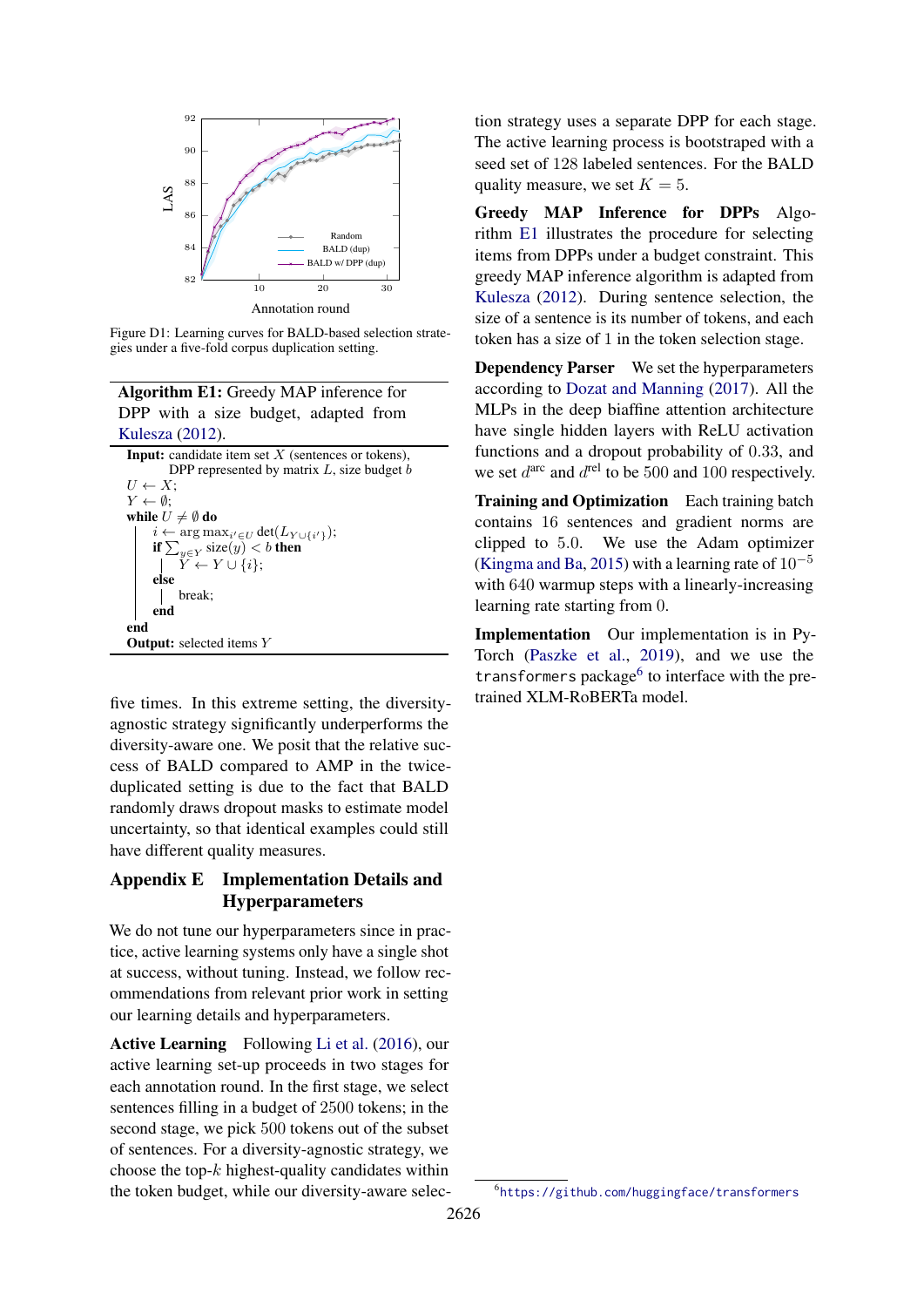92

90

88

86

84

82

LAS

10 20 30

Annotation round

Random

BALD (dup)

BALD w/ DPP (dup)

Figure D1: Learning curves for BALD-based selection strategies under a five-fold corpus duplication setting.

**Algorithm E1:** Greedy MAP inference for DPP with a size budget, adapted from Kulesza (2012).

**Input:** candidate item set $X$ (sentences or tokens), DPP represented by matrix $L$, size budget $b$

$U \leftarrow X$;

$Y \leftarrow \emptyset$;

**while** $U \neq \emptyset$ **do**

  $i \leftarrow \arg\max_{i' \in U} \det(L_{Y \cup \{i'\}})$;

  **if** $\sum_{y \in Y} \text{size}(y) < b$ **then**

    $Y \leftarrow Y \cup \{i\}$;

  **else**

    break;

  **end**

**end**

**Output:** selected items $Y$

five times. In this extreme setting, the diversity-agnostic strategy significantly underperforms the diversity-aware one. We posit that the relative success of BALD compared to AMP in the twice-duplicated setting is due to the fact that BALD randomly draws dropout masks to estimate model uncertainty, so that identical examples could still have different quality measures.

## Appendix E Implementation Details and Hyperparameters

We do not tune our hyperparameters since in practice, active learning systems only have a single shot at success, without tuning. Instead, we follow recommendations from relevant prior work in setting our learning details and hyperparameters.

**Active Learning** Following Li et al. (2016), our active learning set-up proceeds in two stages for each annotation round. In the first stage, we select sentences filling in a budget of 2500 tokens; in the second stage, we pick 500 tokens out of the subset of sentences. For a diversity-agnostic strategy, we choose the top-$k$ highest-quality candidates within the token budget, while our diversity-aware selection strategy uses a separate DPP for each stage. The active learning process is bootstraped with a seed set of 128 labeled sentences. For the BALD quality measure, we set $K = 5$.

**Greedy MAP Inference for DPPs** Algorithm E1 illustrates the procedure for selecting items from DPPs under a budget constraint. This greedy MAP inference algorithm is adapted from Kulesza (2012). During sentence selection, the size of a sentence is its number of tokens, and each token has a size of 1 in the token selection stage.

**Dependency Parser** We set the hyperparameters according to Dozat and Manning (2017). All the MLPs in the deep biaffine attention architecture have single hidden layers with ReLU activation functions and a dropout probability of 0.33, and we set $d^{\text{arc}}$ and $d^{\text{rel}}$ to be 500 and 100 respectively.

**Training and Optimization** Each training batch contains 16 sentences and gradient norms are clipped to 5.0. We use the Adam optimizer (Kingma and Ba, 2015) with a learning rate of $10^{-5}$ with 640 warmup steps with a linearly-increasing learning rate starting from 0.

**Implementation** Our implementation is in PyTorch (Paszke et al., 2019), and we use the `transformers` package[6] to interface with the pre-trained XLM-RoBERTa model.

[6] https://github.com/huggingface/transformers